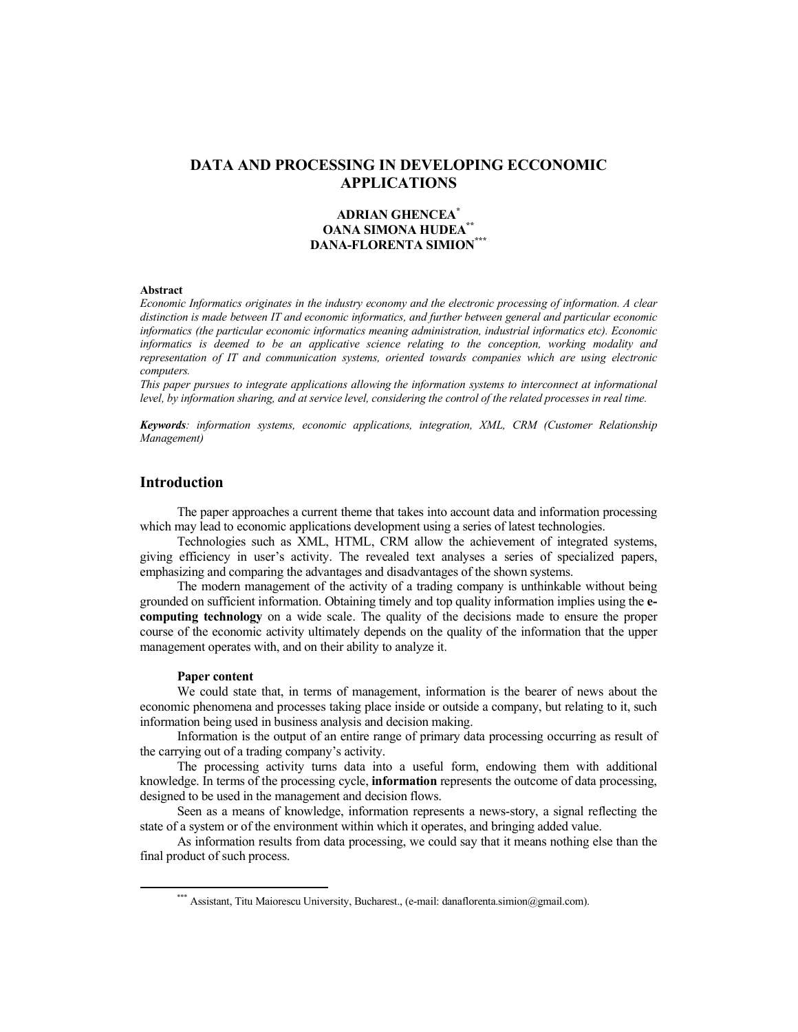# DATA AND PROCESSING IN DEVELOPING ECCONOMIC APPLICATIONS

**ADRIAN GHENCEA[*]**
**OANA SIMONA HUDEA[**]**
**DANA-FLORENTA SIMION[***]**

**Abstract**

*Economic Informatics originates in the industry economy and the electronic processing of information. A clear distinction is made between IT and economic informatics, and further between general and particular economic informatics (the particular economic informatics meaning administration, industrial informatics etc). Economic informatics is deemed to be an applicative science relating to the conception, working modality and representation of IT and communication systems, oriented towards companies which are using electronic computers.*

*This paper pursues to integrate applications allowing the information systems to interconnect at informational level, by information sharing, and at service level, considering the control of the related processes in real time.*

***Keywords****: information systems, economic applications, integration, XML, CRM (Customer Relationship Management)*

## Introduction

The paper approaches a current theme that takes into account data and information processing which may lead to economic applications development using a series of latest technologies.

Technologies such as XML, HTML, CRM allow the achievement of integrated systems, giving efficiency in user's activity. The revealed text analyses a series of specialized papers, emphasizing and comparing the advantages and disadvantages of the shown systems.

The modern management of the activity of a trading company is unthinkable without being grounded on sufficient information. Obtaining timely and top quality information implies using the **e-computing technology** on a wide scale. The quality of the decisions made to ensure the proper course of the economic activity ultimately depends on the quality of the information that the upper management operates with, and on their ability to analyze it.

**Paper content**

We could state that, in terms of management, information is the bearer of news about the economic phenomena and processes taking place inside or outside a company, but relating to it, such information being used in business analysis and decision making.

Information is the output of an entire range of primary data processing occurring as result of the carrying out of a trading company's activity.

The processing activity turns data into a useful form, endowing them with additional knowledge. In terms of the processing cycle, **information** represents the outcome of data processing, designed to be used in the management and decision flows.

Seen as a means of knowledge, information represents a news-story, a signal reflecting the state of a system or of the environment within which it operates, and bringing added value.

As information results from data processing, we could say that it means nothing else than the final product of such process.

[***] Assistant, Titu Maiorescu University, Bucharest., (e-mail: danaflorenta.simion@gmail.com).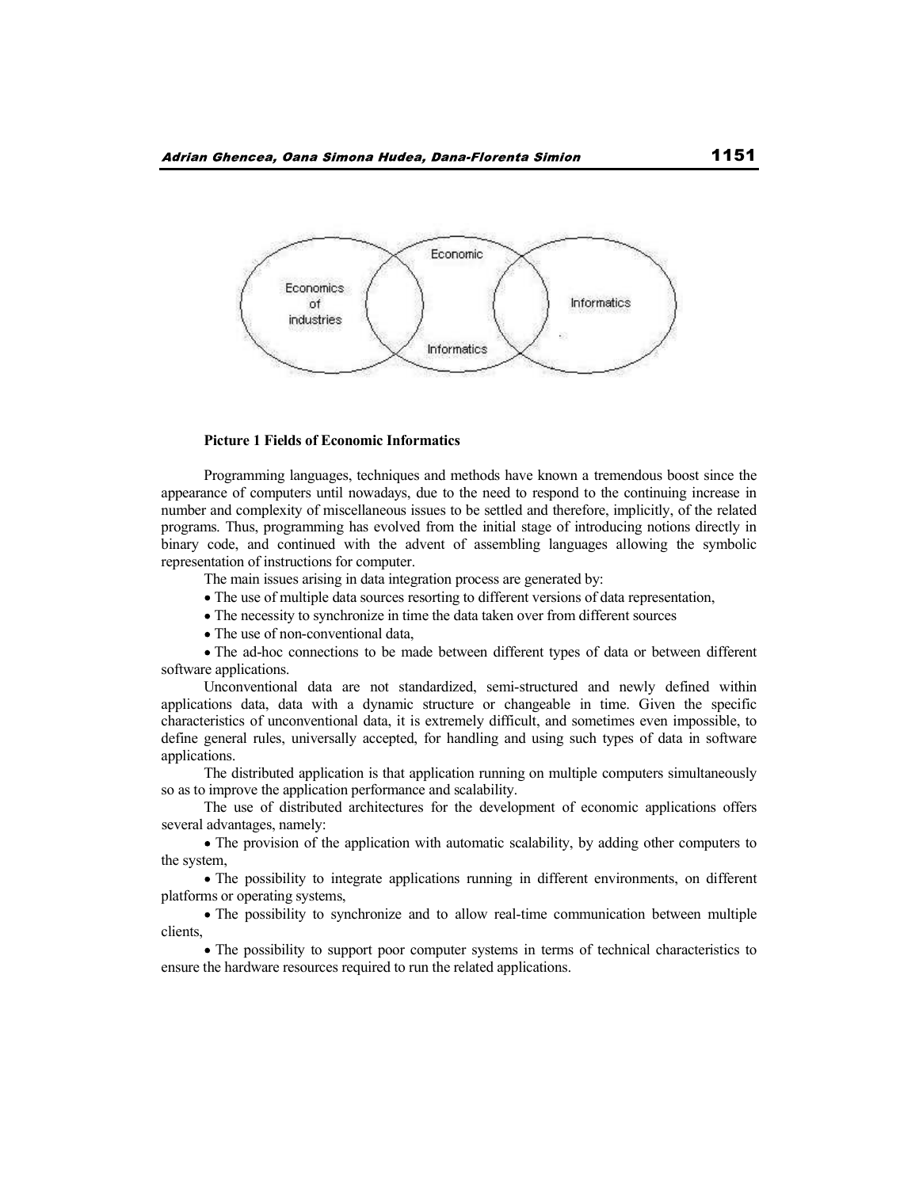Economic

Economics of industries

Informatics

Informatics

**Picture 1 Fields of Economic Informatics**

Programming languages, techniques and methods have known a tremendous boost since the appearance of computers until nowadays, due to the need to respond to the continuing increase in number and complexity of miscellaneous issues to be settled and therefore, implicitly, of the related programs. Thus, programming has evolved from the initial stage of introducing notions directly in binary code, and continued with the advent of assembling languages allowing the symbolic representation of instructions for computer.

The main issues arising in data integration process are generated by:

- The use of multiple data sources resorting to different versions of data representation,
- The necessity to synchronize in time the data taken over from different sources
- The use of non-conventional data,
- The ad-hoc connections to be made between different types of data or between different software applications.

Unconventional data are not standardized, semi-structured and newly defined within applications data, data with a dynamic structure or changeable in time. Given the specific characteristics of unconventional data, it is extremely difficult, and sometimes even impossible, to define general rules, universally accepted, for handling and using such types of data in software applications.

The distributed application is that application running on multiple computers simultaneously so as to improve the application performance and scalability.

The use of distributed architectures for the development of economic applications offers several advantages, namely:

- The provision of the application with automatic scalability, by adding other computers to the system,
- The possibility to integrate applications running in different environments, on different platforms or operating systems,
- The possibility to synchronize and to allow real-time communication between multiple clients,
- The possibility to support poor computer systems in terms of technical characteristics to ensure the hardware resources required to run the related applications.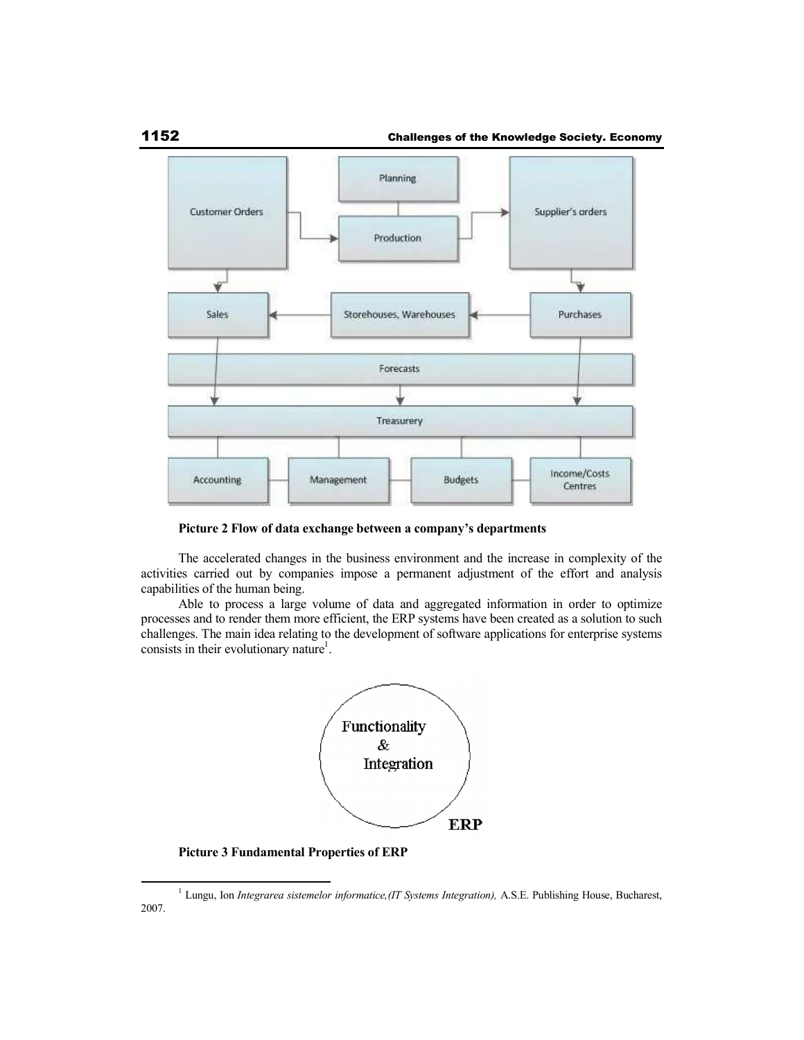Customer Orders

Planning

Production

Supplier's orders

Sales

Storehouses, Warehouses

Purchases

Forecasts

Treasurery

Accounting

Management

Budgets

Income/Costs Centres

**Picture 2 Flow of data exchange between a company's departments**

The accelerated changes in the business environment and the increase in complexity of the activities carried out by companies impose a permanent adjustment of the effort and analysis capabilities of the human being.

Able to process a large volume of data and aggregated information in order to optimize processes and to render them more efficient, the ERP systems have been created as a solution to such challenges. The main idea relating to the development of software applications for enterprise systems consists in their evolutionary nature[1].

Functionality & Integration

ERP

**Picture 3 Fundamental Properties of ERP**

[1] Lungu, Ion *Integrarea sistemelor informatice,(IT Systems Integration),* A.S.E. Publishing House, Bucharest, 2007.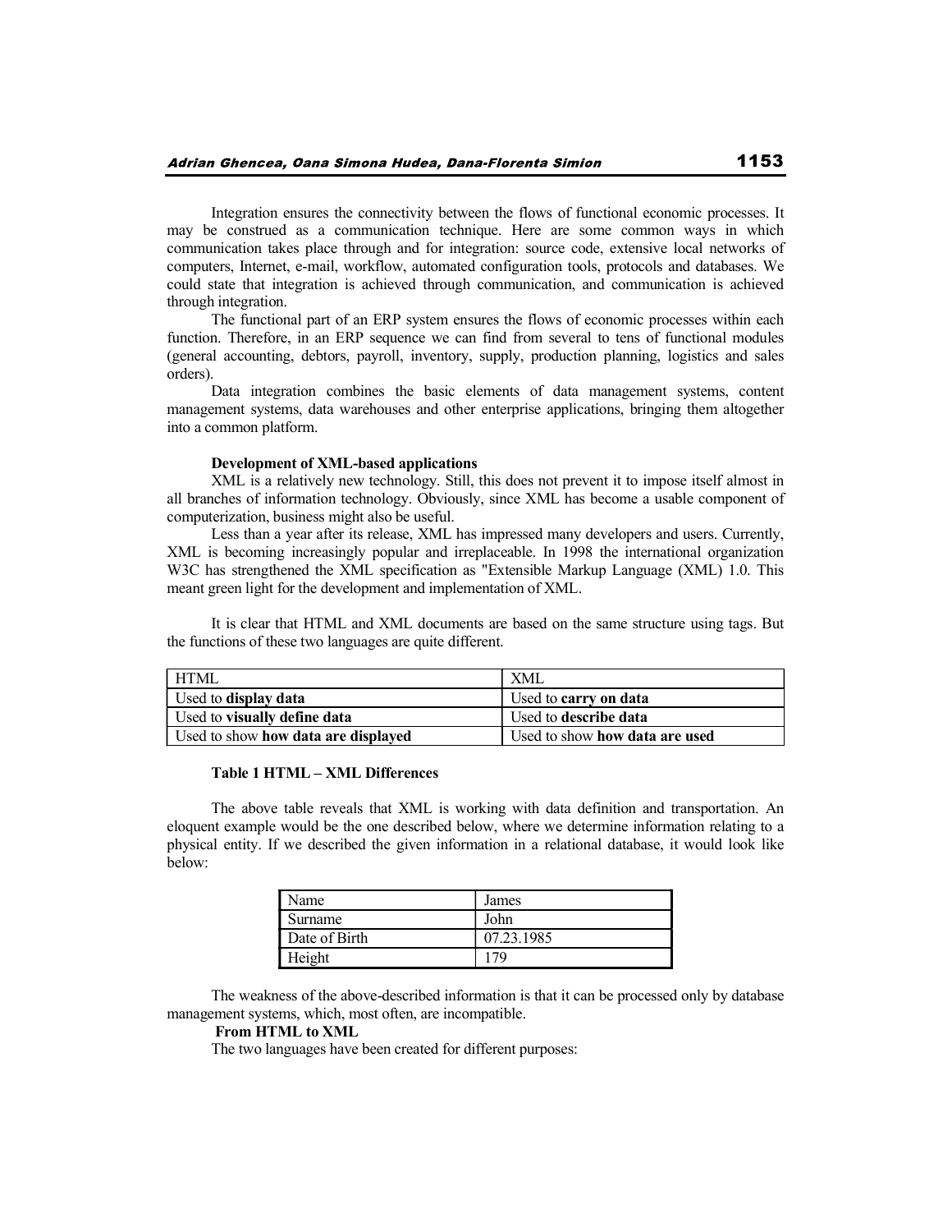Integration ensures the connectivity between the flows of functional economic processes. It may be construed as a communication technique. Here are some common ways in which communication takes place through and for integration: source code, extensive local networks of computers, Internet, e-mail, workflow, automated configuration tools, protocols and databases. We could state that integration is achieved through communication, and communication is achieved through integration.

The functional part of an ERP system ensures the flows of economic processes within each function. Therefore, in an ERP sequence we can find from several to tens of functional modules (general accounting, debtors, payroll, inventory, supply, production planning, logistics and sales orders).

Data integration combines the basic elements of data management systems, content management systems, data warehouses and other enterprise applications, bringing them altogether into a common platform.

**Development of XML-based applications**

XML is a relatively new technology. Still, this does not prevent it to impose itself almost in all branches of information technology. Obviously, since XML has become a usable component of computerization, business might also be useful.

Less than a year after its release, XML has impressed many developers and users. Currently, XML is becoming increasingly popular and irreplaceable. In 1998 the international organization W3C has strengthened the XML specification as "Extensible Markup Language (XML) 1.0. This meant green light for the development and implementation of XML.

It is clear that HTML and XML documents are based on the same structure using tags. But the functions of these two languages are quite different.

| HTML | XML |
|---|---|
| Used to **display data** | Used to **carry on data** |
| Used to **visually define data** | Used to **describe data** |
| Used to show **how data are displayed** | Used to show **how data are used** |

**Table 1 HTML – XML Differences**

The above table reveals that XML is working with data definition and transportation. An eloquent example would be the one described below, where we determine information relating to a physical entity. If we described the given information in a relational database, it would look like below:

| | |
|---|---|
| Name | James |
| Surname | John |
| Date of Birth | 07.23.1985 |
| Height | 179 |

The weakness of the above-described information is that it can be processed only by database management systems, which, most often, are incompatible.

**From HTML to XML**

The two languages have been created for different purposes: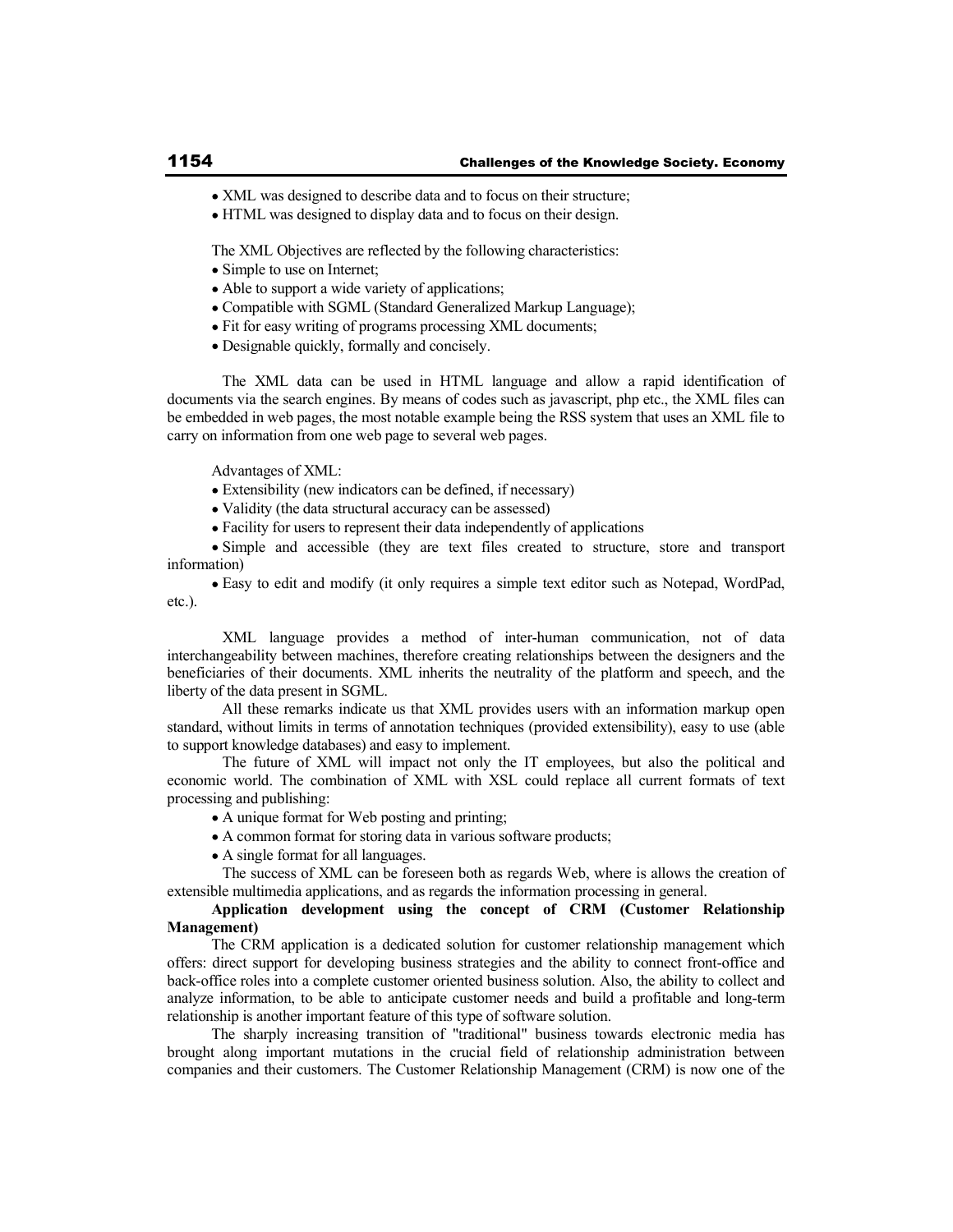- XML was designed to describe data and to focus on their structure;
- HTML was designed to display data and to focus on their design.

The XML Objectives are reflected by the following characteristics:

- Simple to use on Internet;
- Able to support a wide variety of applications;
- Compatible with SGML (Standard Generalized Markup Language);
- Fit for easy writing of programs processing XML documents;
- Designable quickly, formally and concisely.

The XML data can be used in HTML language and allow a rapid identification of documents via the search engines. By means of codes such as javascript, php etc., the XML files can be embedded in web pages, the most notable example being the RSS system that uses an XML file to carry on information from one web page to several web pages.

Advantages of XML:

- Extensibility (new indicators can be defined, if necessary)
- Validity (the data structural accuracy can be assessed)
- Facility for users to represent their data independently of applications
- Simple and accessible (they are text files created to structure, store and transport information)
- Easy to edit and modify (it only requires a simple text editor such as Notepad, WordPad, etc.).

XML language provides a method of inter-human communication, not of data interchangeability between machines, therefore creating relationships between the designers and the beneficiaries of their documents. XML inherits the neutrality of the platform and speech, and the liberty of the data present in SGML.

All these remarks indicate us that XML provides users with an information markup open standard, without limits in terms of annotation techniques (provided extensibility), easy to use (able to support knowledge databases) and easy to implement.

The future of XML will impact not only the IT employees, but also the political and economic world. The combination of XML with XSL could replace all current formats of text processing and publishing:

- A unique format for Web posting and printing;
- A common format for storing data in various software products;
- A single format for all languages.

The success of XML can be foreseen both as regards Web, where is allows the creation of extensible multimedia applications, and as regards the information processing in general.

**Application development using the concept of CRM (Customer Relationship Management)**

The CRM application is a dedicated solution for customer relationship management which offers: direct support for developing business strategies and the ability to connect front-office and back-office roles into a complete customer oriented business solution. Also, the ability to collect and analyze information, to be able to anticipate customer needs and build a profitable and long-term relationship is another important feature of this type of software solution.

The sharply increasing transition of "traditional" business towards electronic media has brought along important mutations in the crucial field of relationship administration between companies and their customers. The Customer Relationship Management (CRM) is now one of the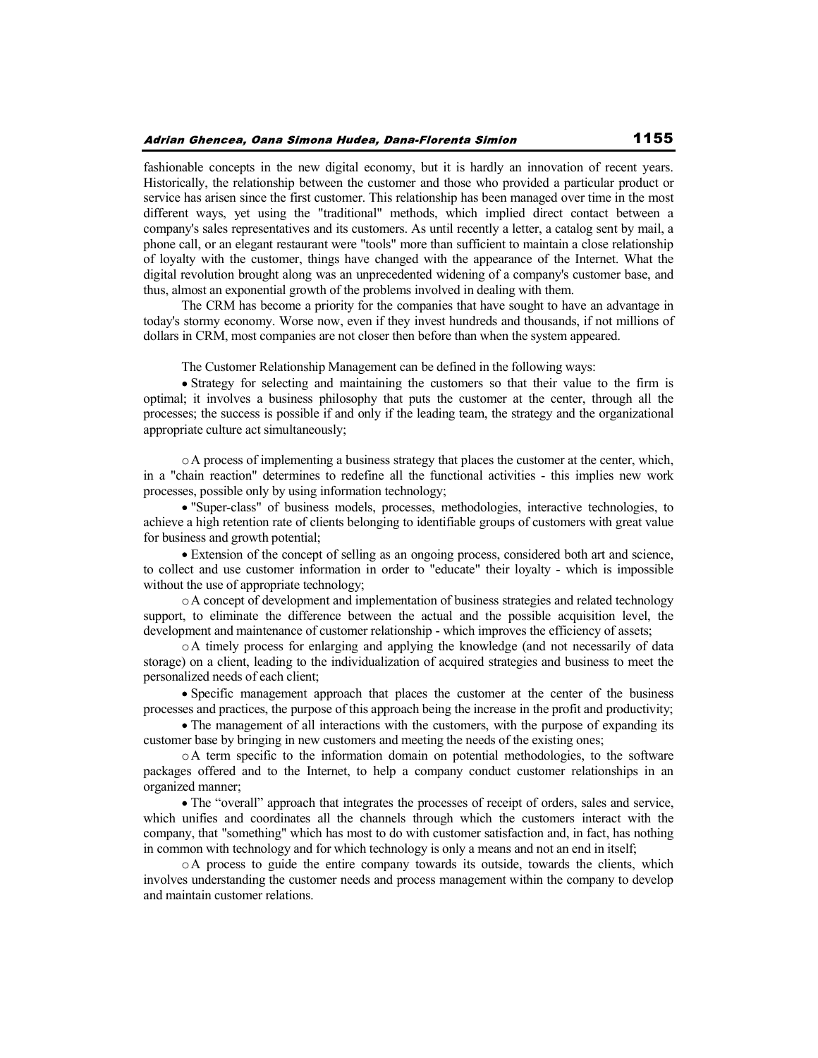fashionable concepts in the new digital economy, but it is hardly an innovation of recent years. Historically, the relationship between the customer and those who provided a particular product or service has arisen since the first customer. This relationship has been managed over time in the most different ways, yet using the "traditional" methods, which implied direct contact between a company's sales representatives and its customers. As until recently a letter, a catalog sent by mail, a phone call, or an elegant restaurant were "tools" more than sufficient to maintain a close relationship of loyalty with the customer, things have changed with the appearance of the Internet. What the digital revolution brought along was an unprecedented widening of a company's customer base, and thus, almost an exponential growth of the problems involved in dealing with them.

The CRM has become a priority for the companies that have sought to have an advantage in today's stormy economy. Worse now, even if they invest hundreds and thousands, if not millions of dollars in CRM, most companies are not closer then before than when the system appeared.

The Customer Relationship Management can be defined in the following ways:

- Strategy for selecting and maintaining the customers so that their value to the firm is optimal; it involves a business philosophy that puts the customer at the center, through all the processes; the success is possible if and only if the leading team, the strategy and the organizational appropriate culture act simultaneously;

  - A process of implementing a business strategy that places the customer at the center, which, in a "chain reaction" determines to redefine all the functional activities - this implies new work processes, possible only by using information technology;

- "Super-class" of business models, processes, methodologies, interactive technologies, to achieve a high retention rate of clients belonging to identifiable groups of customers with great value for business and growth potential;
- Extension of the concept of selling as an ongoing process, considered both art and science, to collect and use customer information in order to "educate" their loyalty - which is impossible without the use of appropriate technology;
  - A concept of development and implementation of business strategies and related technology support, to eliminate the difference between the actual and the possible acquisition level, the development and maintenance of customer relationship - which improves the efficiency of assets;
  - A timely process for enlarging and applying the knowledge (and not necessarily of data storage) on a client, leading to the individualization of acquired strategies and business to meet the personalized needs of each client;
- Specific management approach that places the customer at the center of the business processes and practices, the purpose of this approach being the increase in the profit and productivity;
- The management of all interactions with the customers, with the purpose of expanding its customer base by bringing in new customers and meeting the needs of the existing ones;
  - A term specific to the information domain on potential methodologies, to the software packages offered and to the Internet, to help a company conduct customer relationships in an organized manner;
- The "overall" approach that integrates the processes of receipt of orders, sales and service, which unifies and coordinates all the channels through which the customers interact with the company, that "something" which has most to do with customer satisfaction and, in fact, has nothing in common with technology and for which technology is only a means and not an end in itself;
  - A process to guide the entire company towards its outside, towards the clients, which involves understanding the customer needs and process management within the company to develop and maintain customer relations.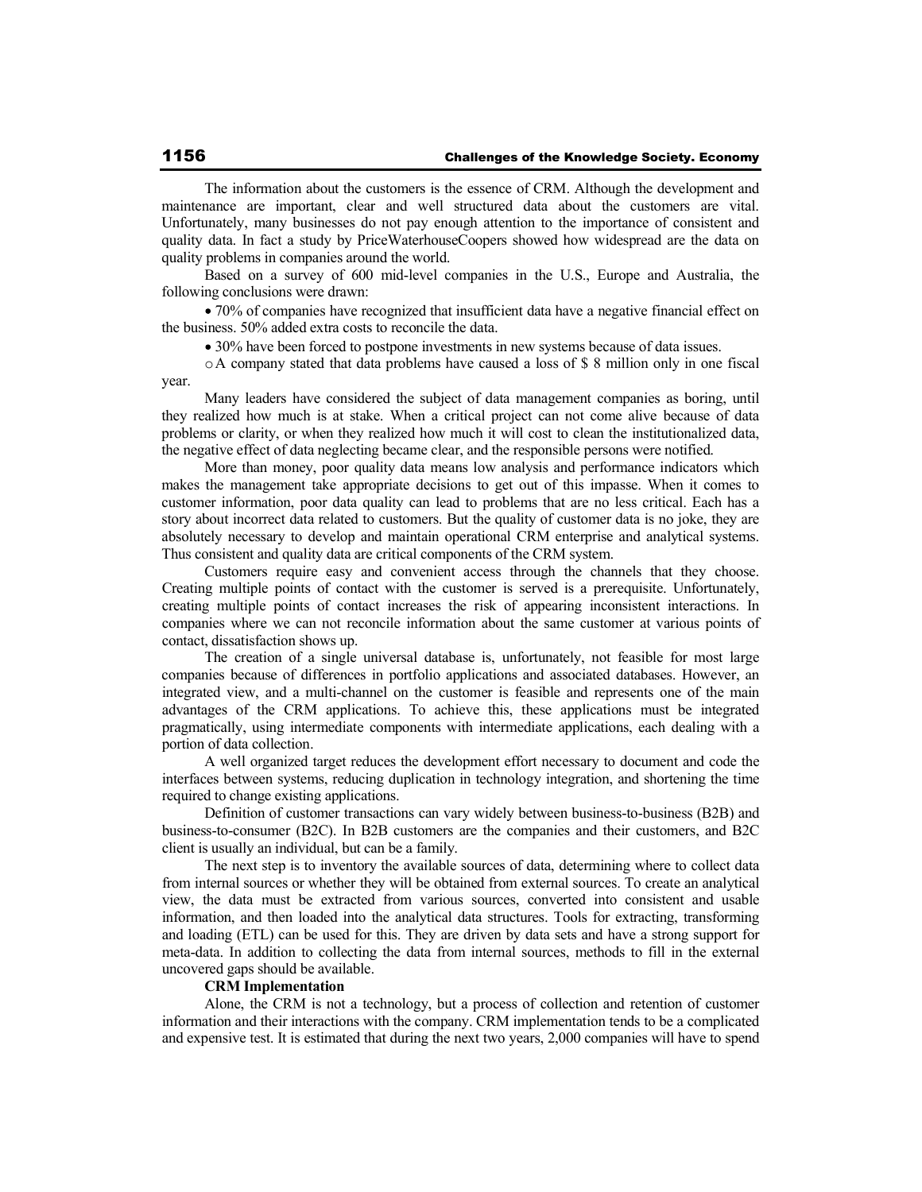The information about the customers is the essence of CRM. Although the development and maintenance are important, clear and well structured data about the customers are vital. Unfortunately, many businesses do not pay enough attention to the importance of consistent and quality data. In fact a study by PriceWaterhouseCoopers showed how widespread are the data on quality problems in companies around the world.

Based on a survey of 600 mid-level companies in the U.S., Europe and Australia, the following conclusions were drawn:

- 70% of companies have recognized that insufficient data have a negative financial effect on the business. 50% added extra costs to reconcile the data.
- 30% have been forced to postpone investments in new systems because of data issues.
    - A company stated that data problems have caused a loss of $ 8 million only in one fiscal year.

Many leaders have considered the subject of data management companies as boring, until they realized how much is at stake. When a critical project can not come alive because of data problems or clarity, or when they realized how much it will cost to clean the institutionalized data, the negative effect of data neglecting became clear, and the responsible persons were notified.

More than money, poor quality data means low analysis and performance indicators which makes the management take appropriate decisions to get out of this impasse. When it comes to customer information, poor data quality can lead to problems that are no less critical. Each has a story about incorrect data related to customers. But the quality of customer data is no joke, they are absolutely necessary to develop and maintain operational CRM enterprise and analytical systems. Thus consistent and quality data are critical components of the CRM system.

Customers require easy and convenient access through the channels that they choose. Creating multiple points of contact with the customer is served is a prerequisite. Unfortunately, creating multiple points of contact increases the risk of appearing inconsistent interactions. In companies where we can not reconcile information about the same customer at various points of contact, dissatisfaction shows up.

The creation of a single universal database is, unfortunately, not feasible for most large companies because of differences in portfolio applications and associated databases. However, an integrated view, and a multi-channel on the customer is feasible and represents one of the main advantages of the CRM applications. To achieve this, these applications must be integrated pragmatically, using intermediate components with intermediate applications, each dealing with a portion of data collection.

A well organized target reduces the development effort necessary to document and code the interfaces between systems, reducing duplication in technology integration, and shortening the time required to change existing applications.

Definition of customer transactions can vary widely between business-to-business (B2B) and business-to-consumer (B2C). In B2B customers are the companies and their customers, and B2C client is usually an individual, but can be a family.

The next step is to inventory the available sources of data, determining where to collect data from internal sources or whether they will be obtained from external sources. To create an analytical view, the data must be extracted from various sources, converted into consistent and usable information, and then loaded into the analytical data structures. Tools for extracting, transforming and loading (ETL) can be used for this. They are driven by data sets and have a strong support for meta-data. In addition to collecting the data from internal sources, methods to fill in the external uncovered gaps should be available.

**CRM Implementation**

Alone, the CRM is not a technology, but a process of collection and retention of customer information and their interactions with the company. CRM implementation tends to be a complicated and expensive test. It is estimated that during the next two years, 2,000 companies will have to spend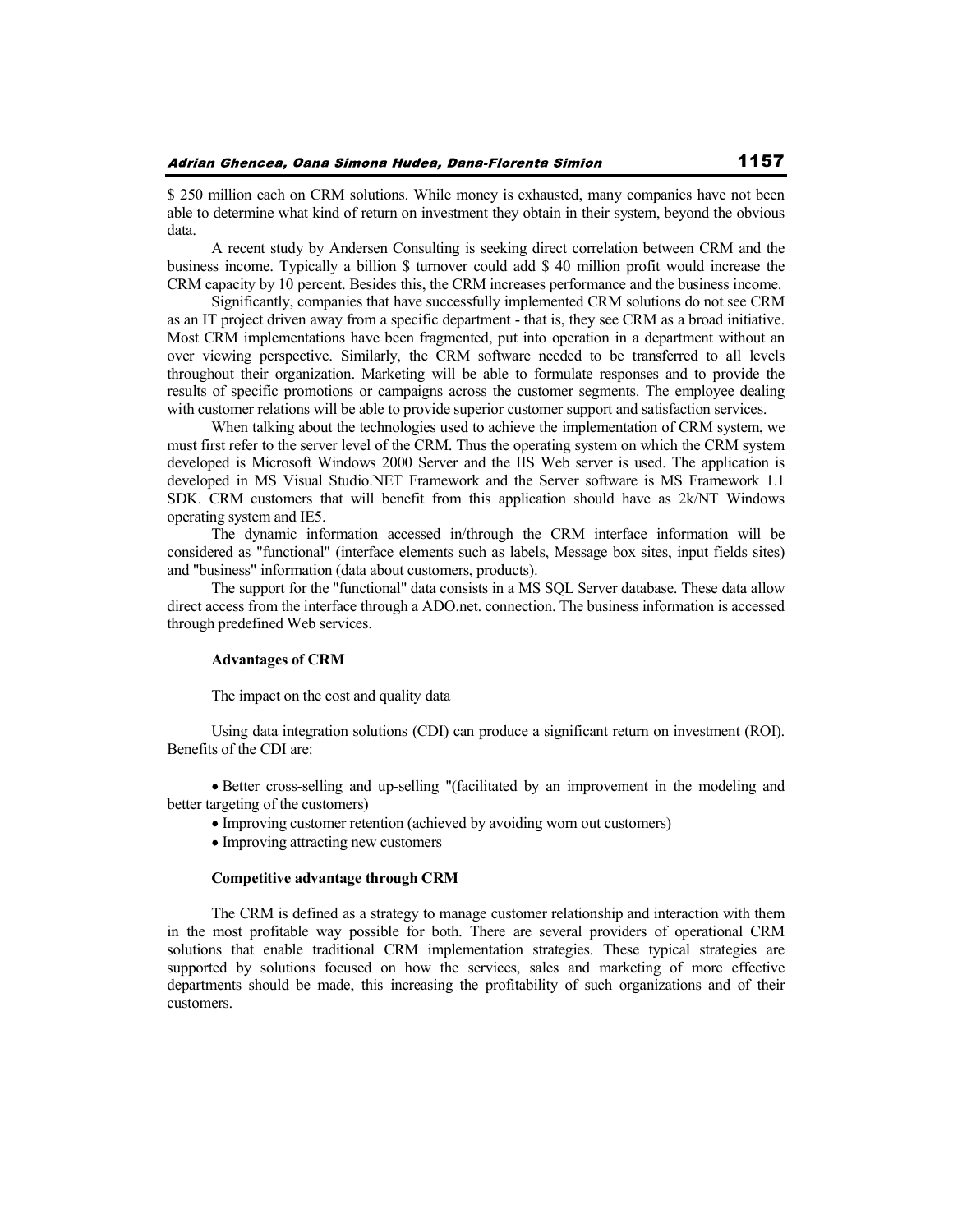$ 250 million each on CRM solutions. While money is exhausted, many companies have not been able to determine what kind of return on investment they obtain in their system, beyond the obvious data.

A recent study by Andersen Consulting is seeking direct correlation between CRM and the business income. Typically a billion $ turnover could add $ 40 million profit would increase the CRM capacity by 10 percent. Besides this, the CRM increases performance and the business income.

Significantly, companies that have successfully implemented CRM solutions do not see CRM as an IT project driven away from a specific department - that is, they see CRM as a broad initiative. Most CRM implementations have been fragmented, put into operation in a department without an over viewing perspective. Similarly, the CRM software needed to be transferred to all levels throughout their organization. Marketing will be able to formulate responses and to provide the results of specific promotions or campaigns across the customer segments. The employee dealing with customer relations will be able to provide superior customer support and satisfaction services.

When talking about the technologies used to achieve the implementation of CRM system, we must first refer to the server level of the CRM. Thus the operating system on which the CRM system developed is Microsoft Windows 2000 Server and the IIS Web server is used. The application is developed in MS Visual Studio.NET Framework and the Server software is MS Framework 1.1 SDK. CRM customers that will benefit from this application should have as 2k/NT Windows operating system and IE5.

The dynamic information accessed in/through the CRM interface information will be considered as "functional" (interface elements such as labels, Message box sites, input fields sites) and "business" information (data about customers, products).

The support for the "functional" data consists in a MS SQL Server database. These data allow direct access from the interface through a ADO.net. connection. The business information is accessed through predefined Web services.

**Advantages of CRM**

The impact on the cost and quality data

Using data integration solutions (CDI) can produce a significant return on investment (ROI). Benefits of the CDI are:

- Better cross-selling and up-selling "(facilitated by an improvement in the modeling and better targeting of the customers)
- Improving customer retention (achieved by avoiding worn out customers)
- Improving attracting new customers

**Competitive advantage through CRM**

The CRM is defined as a strategy to manage customer relationship and interaction with them in the most profitable way possible for both. There are several providers of operational CRM solutions that enable traditional CRM implementation strategies. These typical strategies are supported by solutions focused on how the services, sales and marketing of more effective departments should be made, this increasing the profitability of such organizations and of their customers.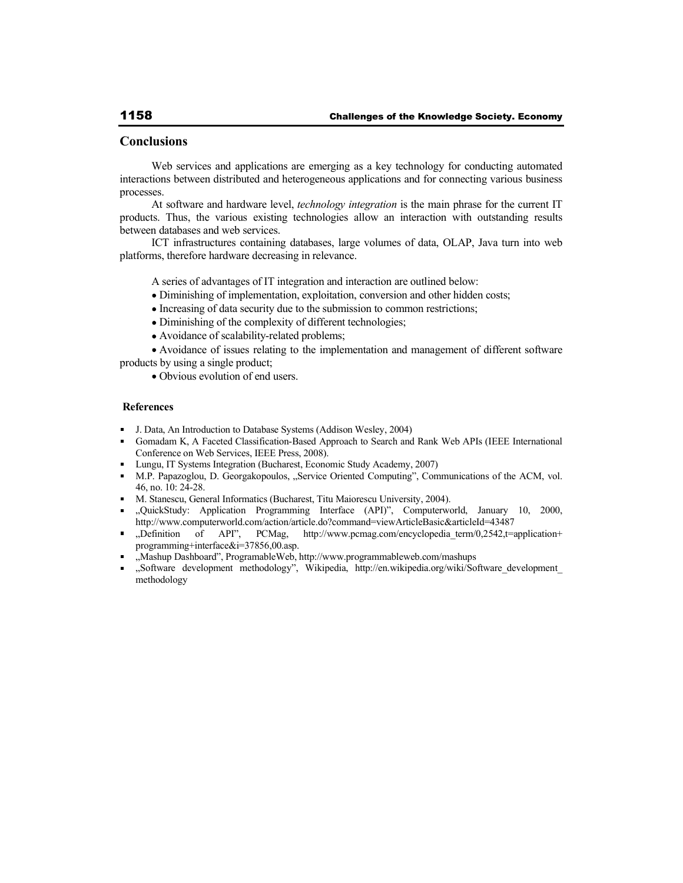## Conclusions

Web services and applications are emerging as a key technology for conducting automated interactions between distributed and heterogeneous applications and for connecting various business processes.

At software and hardware level, *technology integration* is the main phrase for the current IT products. Thus, the various existing technologies allow an interaction with outstanding results between databases and web services.

ICT infrastructures containing databases, large volumes of data, OLAP, Java turn into web platforms, therefore hardware decreasing in relevance.

A series of advantages of IT integration and interaction are outlined below:

- Diminishing of implementation, exploitation, conversion and other hidden costs;
- Increasing of data security due to the submission to common restrictions;
- Diminishing of the complexity of different technologies;
- Avoidance of scalability-related problems;
- Avoidance of issues relating to the implementation and management of different software products by using a single product;
- Obvious evolution of end users.

### References

- J. Data, An Introduction to Database Systems (Addison Wesley, 2004)
- Gomadam K, A Faceted Classification-Based Approach to Search and Rank Web APIs (IEEE International Conference on Web Services, IEEE Press, 2008).
- Lungu, IT Systems Integration (Bucharest, Economic Study Academy, 2007)
- M.P. Papazoglou, D. Georgakopoulos, „Service Oriented Computing", Communications of the ACM, vol. 46, no. 10: 24-28.
- M. Stanescu, General Informatics (Bucharest, Titu Maiorescu University, 2004).
- „QuickStudy: Application Programming Interface (API)", Computerworld, January 10, 2000, http://www.computerworld.com/action/article.do?command=viewArticleBasic&articleId=43487
- „Definition of API", PCMag, http://www.pcmag.com/encyclopedia_term/0,2542,t=application+programming+interface&i=37856,00.asp.
- „Mashup Dashboard", ProgramableWeb, http://www.programmableweb.com/mashups
- „Software development methodology", Wikipedia, http://en.wikipedia.org/wiki/Software_development_methodology